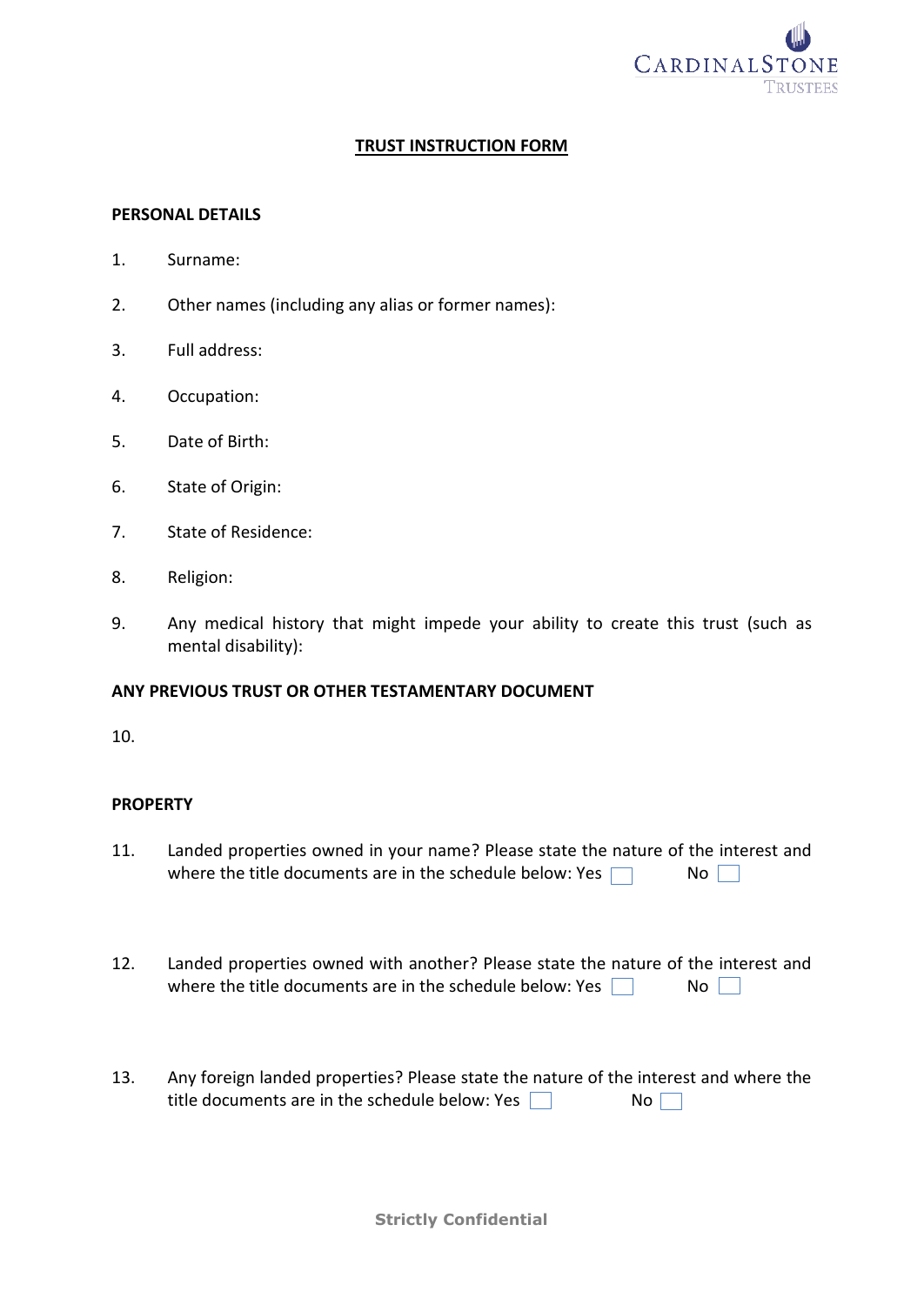CARDINALSTONE TRUSTEES

# TRUST INSTRUCTION FORM

## PERSONAL DETAILS

1. Surname:

2. Other names (including any alias or former names):

3. Full address:

4. Occupation:

5. Date of Birth:

6. State of Origin:

7. State of Residence:

8. Religion:

9. Any medical history that might impede your ability to create this trust (such as mental disability):

## ANY PREVIOUS TRUST OR OTHER TESTAMENTARY DOCUMENT

10.

## PROPERTY

11. Landed properties owned in your name? Please state the nature of the interest and where the title documents are in the schedule below: Yes ☐ No ☐

12. Landed properties owned with another? Please state the nature of the interest and where the title documents are in the schedule below: Yes ☐ No ☐

13. Any foreign landed properties? Please state the nature of the interest and where the title documents are in the schedule below: Yes ☐ No ☐

Strictly Confidential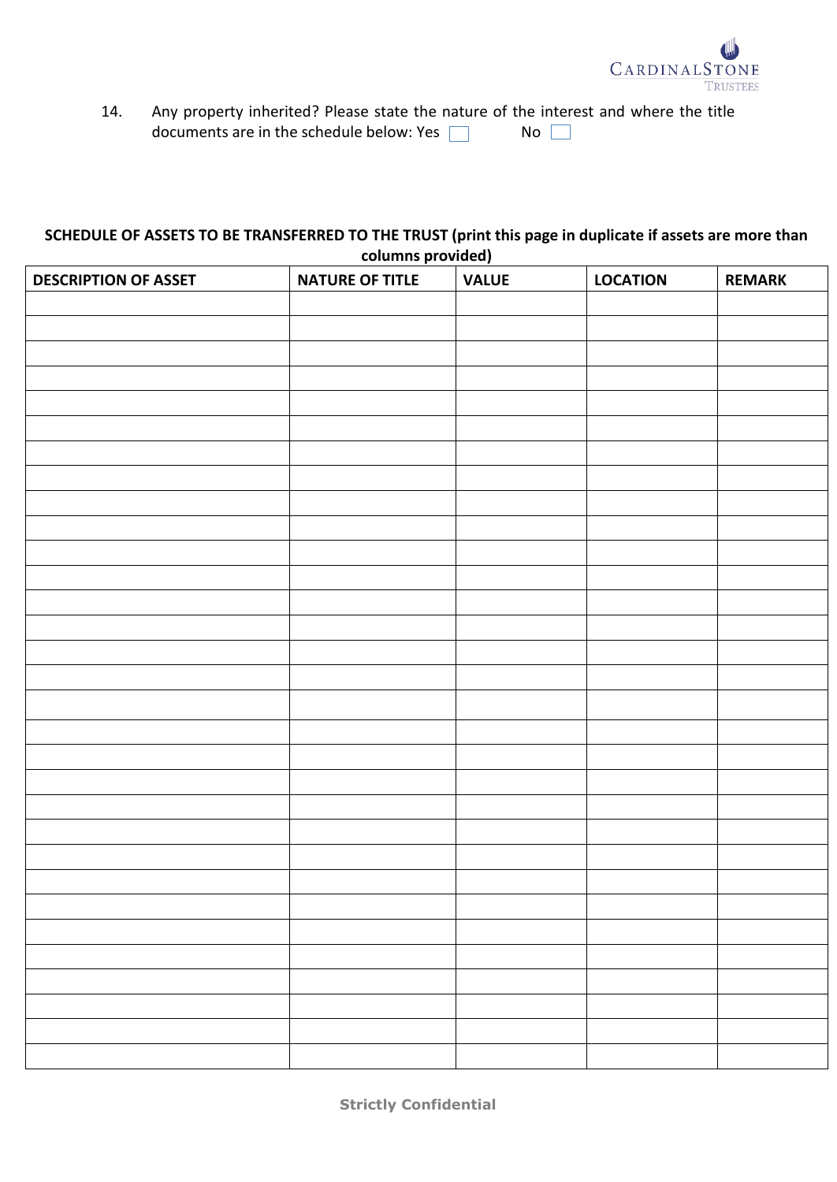14. Any property inherited? Please state the nature of the interest and where the title documents are in the schedule below: Yes ☐ No ☐

**SCHEDULE OF ASSETS TO BE TRANSFERRED TO THE TRUST (print this page in duplicate if assets are more than columns provided)**

| DESCRIPTION OF ASSET | NATURE OF TITLE | VALUE | LOCATION | REMARK |
|---|---|---|---|---|
| | | | | |
| | | | | |
| | | | | |
| | | | | |
| | | | | |
| | | | | |
| | | | | |
| | | | | |
| | | | | |
| | | | | |
| | | | | |
| | | | | |
| | | | | |
| | | | | |
| | | | | |
| | | | | |
| | | | | |
| | | | | |
| | | | | |
| | | | | |
| | | | | |
| | | | | |
| | | | | |
| | | | | |
| | | | | |
| | | | | |
| | | | | |
| | | | | |
| | | | | |
| | | | | |
| | | | | |

Strictly Confidential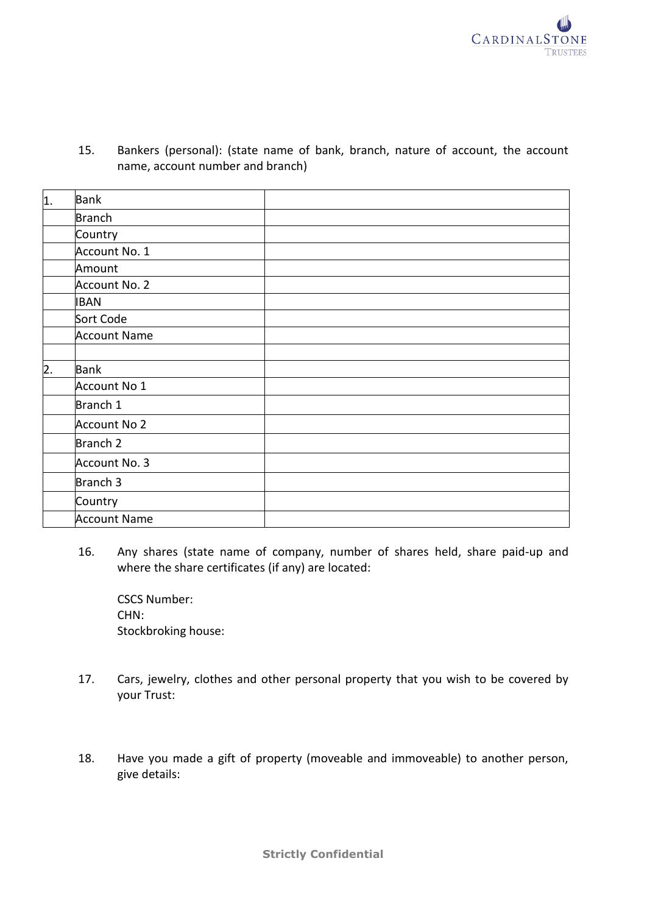15. Bankers (personal): (state name of bank, branch, nature of account, the account name, account number and branch)

| | | |
|---|---|---|
| 1. | Bank | |
| | Branch | |
| | Country | |
| | Account No. 1 | |
| | Amount | |
| | Account No. 2 | |
| | IBAN | |
| | Sort Code | |
| | Account Name | |
| | | |
| 2. | Bank | |
| | Account No 1 | |
| | Branch 1 | |
| | Account No 2 | |
| | Branch 2 | |
| | Account No. 3 | |
| | Branch 3 | |
| | Country | |
| | Account Name | |

16. Any shares (state name of company, number of shares held, share paid-up and where the share certificates (if any) are located:

    CSCS Number:
    CHN:
    Stockbroking house:

17. Cars, jewelry, clothes and other personal property that you wish to be covered by your Trust:

18. Have you made a gift of property (moveable and immoveable) to another person, give details: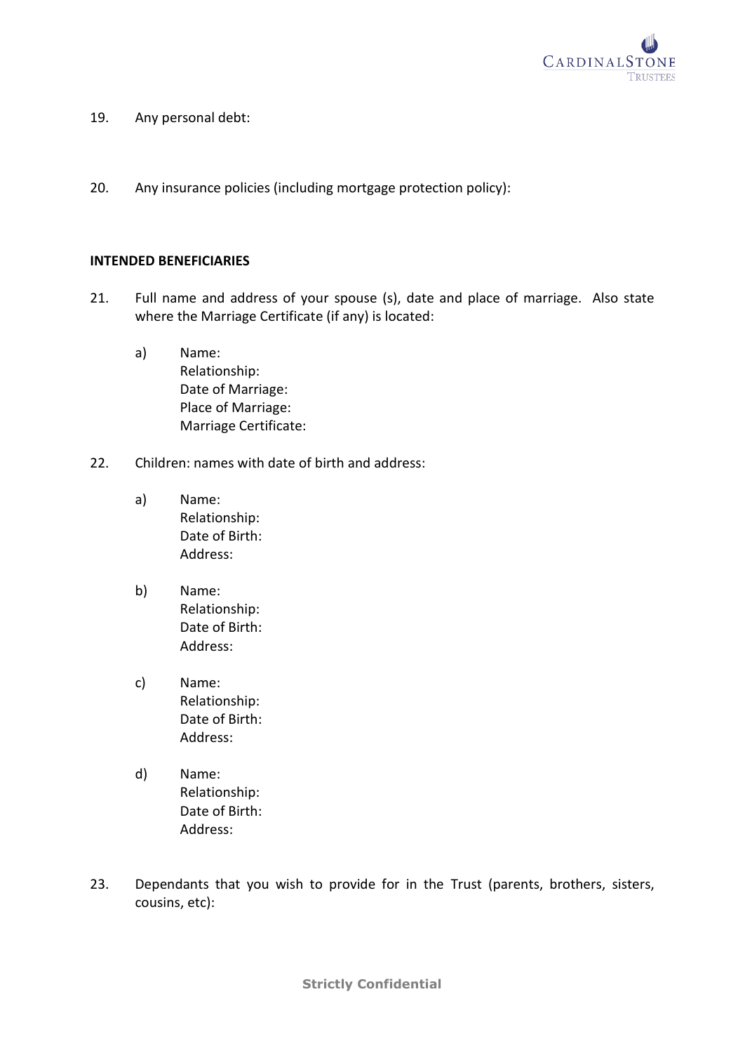19. Any personal debt:

20. Any insurance policies (including mortgage protection policy):

**INTENDED BENEFICIARIES**

21. Full name and address of your spouse (s), date and place of marriage. Also state where the Marriage Certificate (if any) is located:

    a) Name:
       Relationship:
       Date of Marriage:
       Place of Marriage:
       Marriage Certificate:

22. Children: names with date of birth and address:

    a) Name:
       Relationship:
       Date of Birth:
       Address:

    b) Name:
       Relationship:
       Date of Birth:
       Address:

    c) Name:
       Relationship:
       Date of Birth:
       Address:

    d) Name:
       Relationship:
       Date of Birth:
       Address:

23. Dependants that you wish to provide for in the Trust (parents, brothers, sisters, cousins, etc):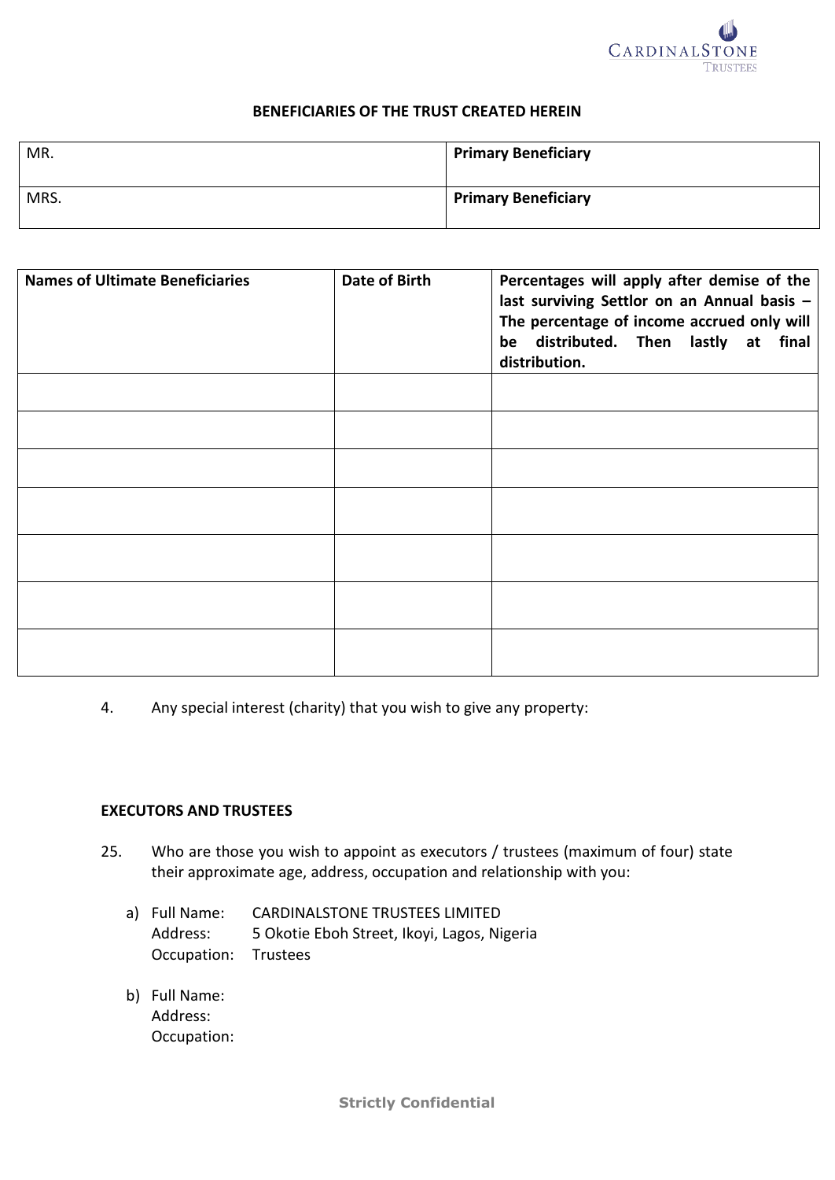**BENEFICIARIES OF THE TRUST CREATED HEREIN**

| | |
|---|---|
| MR. | **Primary Beneficiary** |
| MRS. | **Primary Beneficiary** |

| **Names of Ultimate Beneficiaries** | **Date of Birth** | **Percentages will apply after demise of the last surviving Settlor on an Annual basis – The percentage of income accrued only will be distributed. Then lastly at final distribution.** |
|---|---|---|
| | | |
| | | |
| | | |
| | | |
| | | |
| | | |
| | | |

4. Any special interest (charity) that you wish to give any property:

**EXECUTORS AND TRUSTEES**

25. Who are those you wish to appoint as executors / trustees (maximum of four) state their approximate age, address, occupation and relationship with you:

   a) Full Name: CARDINALSTONE TRUSTEES LIMITED
      Address: 5 Okotie Eboh Street, Ikoyi, Lagos, Nigeria
      Occupation: Trustees

   b) Full Name:
      Address:
      Occupation:

Strictly Confidential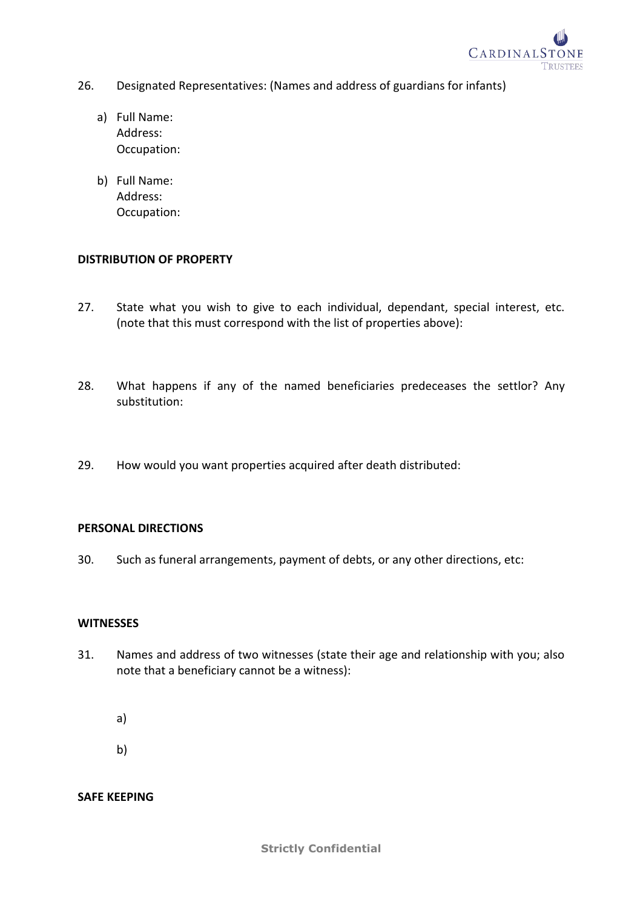26. Designated Representatives: (Names and address of guardians for infants)

   a) Full Name:
      Address:
      Occupation:

   b) Full Name:
      Address:
      Occupation:

**DISTRIBUTION OF PROPERTY**

27. State what you wish to give to each individual, dependant, special interest, etc. (note that this must correspond with the list of properties above):

28. What happens if any of the named beneficiaries predeceases the settlor? Any substitution:

29. How would you want properties acquired after death distributed:

**PERSONAL DIRECTIONS**

30. Such as funeral arrangements, payment of debts, or any other directions, etc:

**WITNESSES**

31. Names and address of two witnesses (state their age and relationship with you; also note that a beneficiary cannot be a witness):

   a)

   b)

**SAFE KEEPING**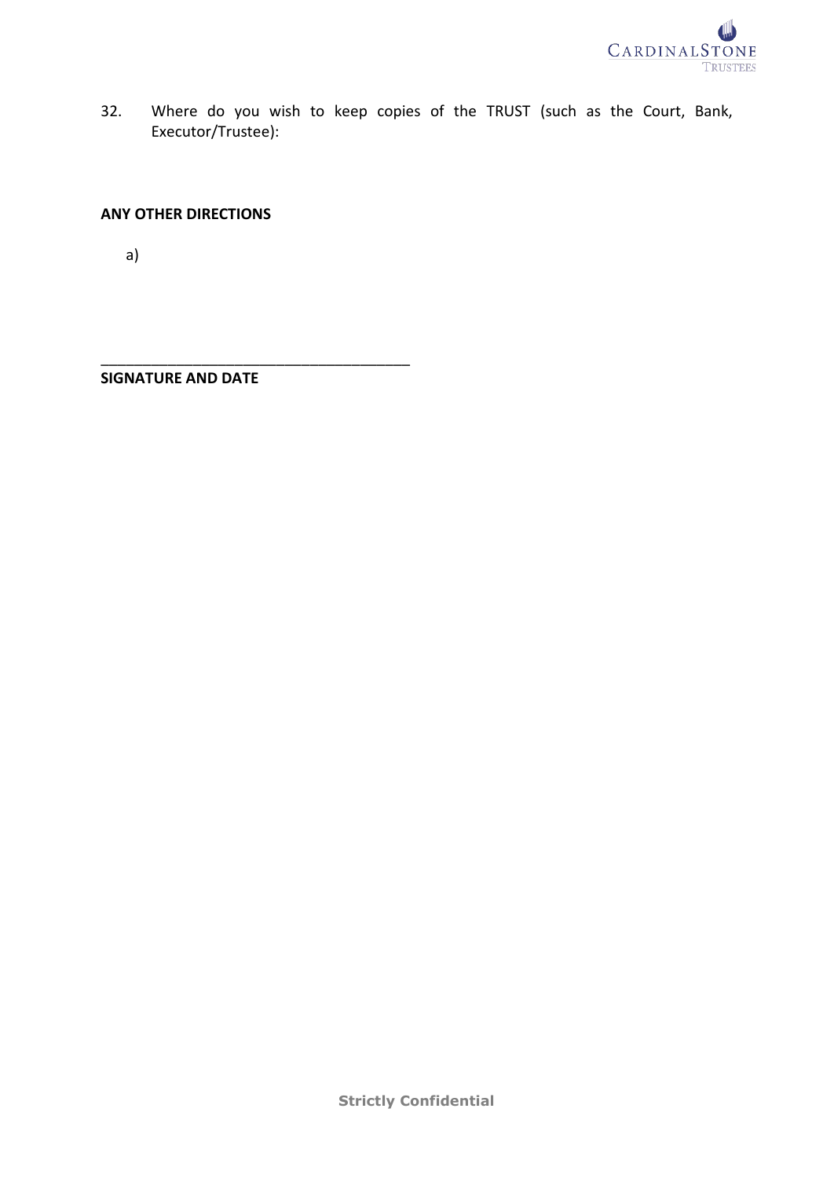32. Where do you wish to keep copies of the TRUST (such as the Court, Bank, Executor/Trustee):

**ANY OTHER DIRECTIONS**

a)

_______________________________________

**SIGNATURE AND DATE**

**Strictly Confidential**